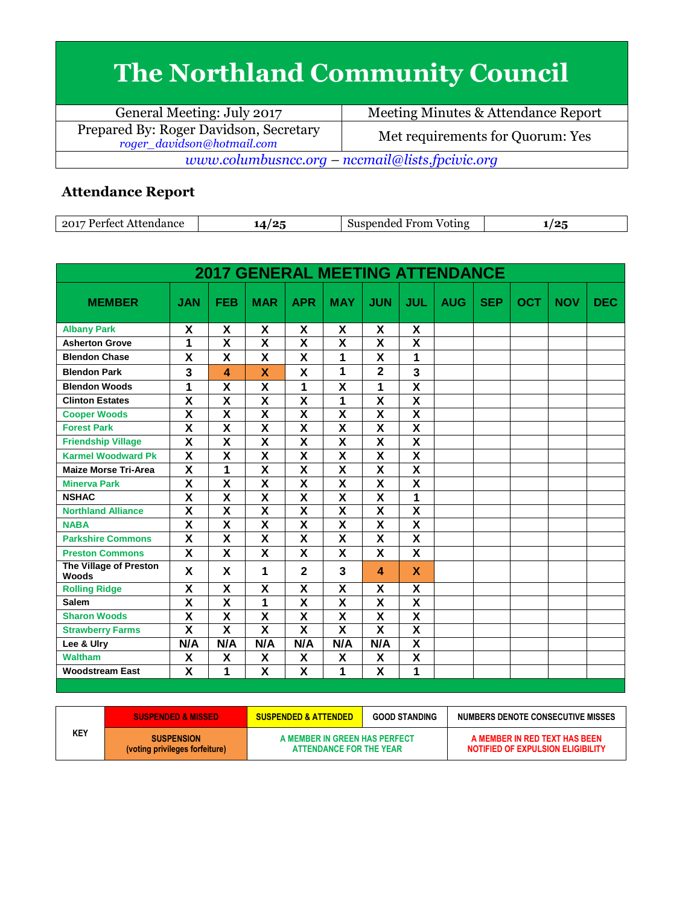# The Northland Community Council

| General Meeting: July 2017 | Meeting Minutes & Attendance Report |
|---|---|
| Prepared By: Roger Davidson, Secretary *roger_davidson@hotmail.com* | Met requirements for Quorum: Yes |

*www.columbusncc.org – nccmail@lists.fpcivic.org*

## Attendance Report

| 2017 Perfect Attendance | 14/25 | Suspended From Voting | 1/25 |
|---|---|---|---|

**2017 GENERAL MEETING ATTENDANCE**

| MEMBER | JAN | FEB | MAR | APR | MAY | JUN | JUL | AUG | SEP | OCT | NOV | DEC |
|---|---|---|---|---|---|---|---|---|---|---|---|---|
| Albany Park | X | X | X | X | X | X | X | | | | | |
| Asherton Grove | 1 | X | X | X | X | X | X | | | | | |
| Blendon Chase | X | X | X | X | 1 | X | 1 | | | | | |
| Blendon Park | 3 | 4 | X | X | 1 | 2 | 3 | | | | | |
| Blendon Woods | 1 | X | X | 1 | X | 1 | X | | | | | |
| Clinton Estates | X | X | X | X | 1 | X | X | | | | | |
| Cooper Woods | X | X | X | X | X | X | X | | | | | |
| Forest Park | X | X | X | X | X | X | X | | | | | |
| Friendship Village | X | X | X | X | X | X | X | | | | | |
| Karmel Woodward Pk | X | X | X | X | X | X | X | | | | | |
| Maize Morse Tri-Area | X | 1 | X | X | X | X | X | | | | | |
| Minerva Park | X | X | X | X | X | X | X | | | | | |
| NSHAC | X | X | X | X | X | X | 1 | | | | | |
| Northland Alliance | X | X | X | X | X | X | X | | | | | |
| NABA | X | X | X | X | X | X | X | | | | | |
| Parkshire Commons | X | X | X | X | X | X | X | | | | | |
| Preston Commons | X | X | X | X | X | X | X | | | | | |
| The Village of Preston Woods | X | X | 1 | 2 | 3 | 4 | X | | | | | |
| Rolling Ridge | X | X | X | X | X | X | X | | | | | |
| Salem | X | X | 1 | X | X | X | X | | | | | |
| Sharon Woods | X | X | X | X | X | X | X | | | | | |
| Strawberry Farms | X | X | X | X | X | X | X | | | | | |
| Lee & Ulry | N/A | N/A | N/A | N/A | N/A | N/A | X | | | | | |
| Waltham | X | X | X | X | X | X | X | | | | | |
| Woodstream East | X | 1 | X | X | 1 | X | 1 | | | | | |

| KEY | SUSPENDED & MISSED | SUSPENDED & ATTENDED | GOOD STANDING | NUMBERS DENOTE CONSECUTIVE MISSES |
|---|---|---|---|---|
| | SUSPENSION (voting privileges forfeiture) | A MEMBER IN GREEN HAS PERFECT ATTENDANCE FOR THE YEAR | | A MEMBER IN RED TEXT HAS BEEN NOTIFIED OF EXPULSION ELIGIBILITY |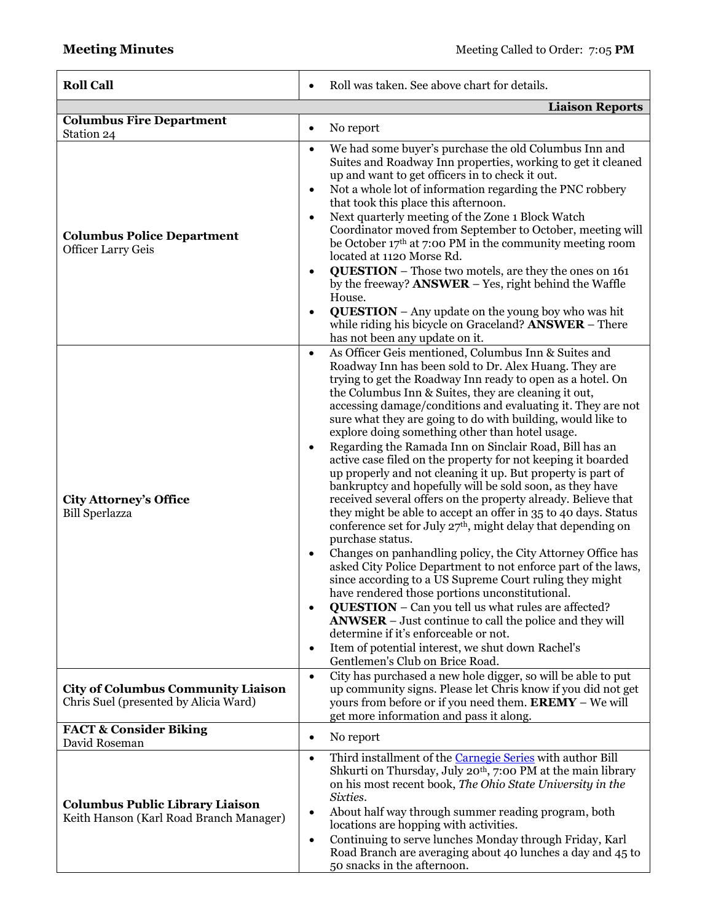**Meeting Minutes** Meeting Called to Order: 7:05 **PM**

| **Roll Call** | • Roll was taken. See above chart for details. |
|---|---|
| | **Liaison Reports** |
| **Columbus Fire Department**<br>Station 24 | • No report |
| **Columbus Police Department**<br>Officer Larry Geis | • We had some buyer's purchase the old Columbus Inn and Suites and Roadway Inn properties, working to get it cleaned up and want to get officers in to check it out.<br>• Not a whole lot of information regarding the PNC robbery that took this place this afternoon.<br>• Next quarterly meeting of the Zone 1 Block Watch Coordinator moved from September to October, meeting will be October 17th at 7:00 PM in the community meeting room located at 1120 Morse Rd.<br>• **QUESTION** – Those two motels, are they the ones on 161 by the freeway? **ANSWER** – Yes, right behind the Waffle House.<br>• **QUESTION** – Any update on the young boy who was hit while riding his bicycle on Graceland? **ANSWER** – There has not been any update on it. |
| **City Attorney's Office**<br>Bill Sperlazza | • As Officer Geis mentioned, Columbus Inn & Suites and Roadway Inn has been sold to Dr. Alex Huang. They are trying to get the Roadway Inn ready to open as a hotel. On the Columbus Inn & Suites, they are cleaning it out, accessing damage/conditions and evaluating it. They are not sure what they are going to do with building, would like to explore doing something other than hotel usage.<br>• Regarding the Ramada Inn on Sinclair Road, Bill has an active case filed on the property for not keeping it boarded up properly and not cleaning it up. But property is part of bankruptcy and hopefully will be sold soon, as they have received several offers on the property already. Believe that they might be able to accept an offer in 35 to 40 days. Status conference set for July 27th, might delay that depending on purchase status.<br>• Changes on panhandling policy, the City Attorney Office has asked City Police Department to not enforce part of the laws, since according to a US Supreme Court ruling they might have rendered those portions unconstitutional.<br>• **QUESTION** – Can you tell us what rules are affected? **ANWSER** – Just continue to call the police and they will determine if it's enforceable or not.<br>• Item of potential interest, we shut down Rachel's Gentlemen's Club on Brice Road. |
| **City of Columbus Community Liaison**<br>Chris Suel (presented by Alicia Ward) | • City has purchased a new hole digger, so will be able to put up community signs. Please let Chris know if you did not get yours from before or if you need them. **EREMY** – We will get more information and pass it along. |
| **FACT & Consider Biking**<br>David Roseman | • No report |
| **Columbus Public Library Liaison**<br>Keith Hanson (Karl Road Branch Manager) | • Third installment of the Carnegie Series with author Bill Shkurti on Thursday, July 20th, 7:00 PM at the main library on his most recent book, *The Ohio State University in the Sixties*.<br>• About half way through summer reading program, both locations are hopping with activities.<br>• Continuing to serve lunches Monday through Friday, Karl Road Branch are averaging about 40 lunches a day and 45 to 50 snacks in the afternoon. |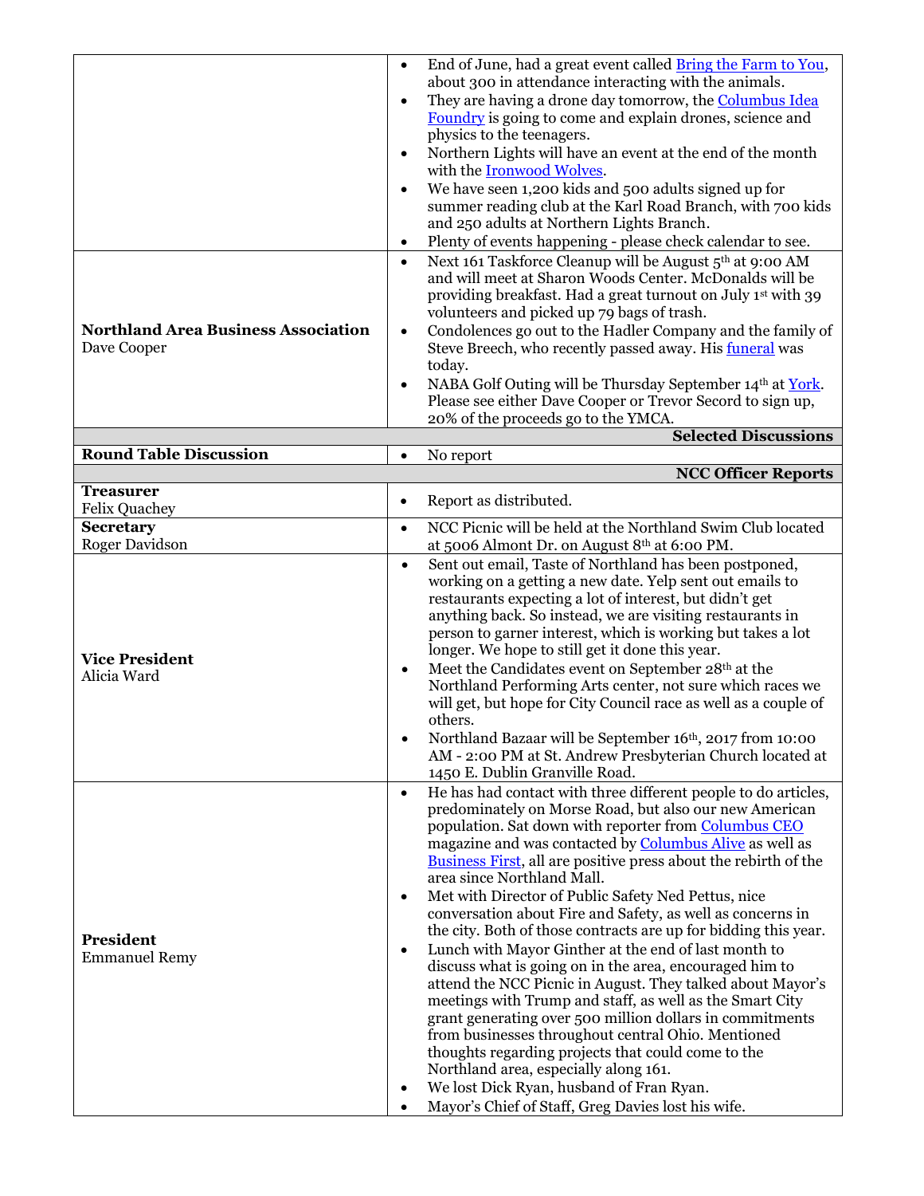| | |
|---|---|
| | • End of June, had a great event called Bring the Farm to You, about 300 in attendance interacting with the animals.<br>• They are having a drone day tomorrow, the Columbus Idea Foundry is going to come and explain drones, science and physics to the teenagers.<br>• Northern Lights will have an event at the end of the month with the Ironwood Wolves.<br>• We have seen 1,200 kids and 500 adults signed up for summer reading club at the Karl Road Branch, with 700 kids and 250 adults at Northern Lights Branch.<br>• Plenty of events happening - please check calendar to see. |
| **Northland Area Business Association**<br>Dave Cooper | • Next 161 Taskforce Cleanup will be August 5th at 9:00 AM and will meet at Sharon Woods Center. McDonalds will be providing breakfast. Had a great turnout on July 1st with 39 volunteers and picked up 79 bags of trash.<br>• Condolences go out to the Hadler Company and the family of Steve Breech, who recently passed away. His funeral was today.<br>• NABA Golf Outing will be Thursday September 14th at York. Please see either Dave Cooper or Trevor Secord to sign up, 20% of the proceeds go to the YMCA. |
| | **Selected Discussions** |
| **Round Table Discussion** | • No report |
| | **NCC Officer Reports** |
| **Treasurer**<br>Felix Quachey | • Report as distributed. |
| **Secretary**<br>Roger Davidson | • NCC Picnic will be held at the Northland Swim Club located at 5006 Almont Dr. on August 8th at 6:00 PM. |
| **Vice President**<br>Alicia Ward | • Sent out email, Taste of Northland has been postponed, working on a getting a new date. Yelp sent out emails to restaurants expecting a lot of interest, but didn't get anything back. So instead, we are visiting restaurants in person to garner interest, which is working but takes a lot longer. We hope to still get it done this year.<br>• Meet the Candidates event on September 28th at the Northland Performing Arts center, not sure which races we will get, but hope for City Council race as well as a couple of others.<br>• Northland Bazaar will be September 16th, 2017 from 10:00 AM - 2:00 PM at St. Andrew Presbyterian Church located at 1450 E. Dublin Granville Road. |
| **President**<br>Emmanuel Remy | • He has had contact with three different people to do articles, predominately on Morse Road, but also our new American population. Sat down with reporter from Columbus CEO magazine and was contacted by Columbus Alive as well as Business First, all are positive press about the rebirth of the area since Northland Mall.<br>• Met with Director of Public Safety Ned Pettus, nice conversation about Fire and Safety, as well as concerns in the city. Both of those contracts are up for bidding this year.<br>• Lunch with Mayor Ginther at the end of last month to discuss what is going on in the area, encouraged him to attend the NCC Picnic in August. They talked about Mayor's meetings with Trump and staff, as well as the Smart City grant generating over 500 million dollars in commitments from businesses throughout central Ohio. Mentioned thoughts regarding projects that could come to the Northland area, especially along 161.<br>• We lost Dick Ryan, husband of Fran Ryan.<br>• Mayor's Chief of Staff, Greg Davies lost his wife. |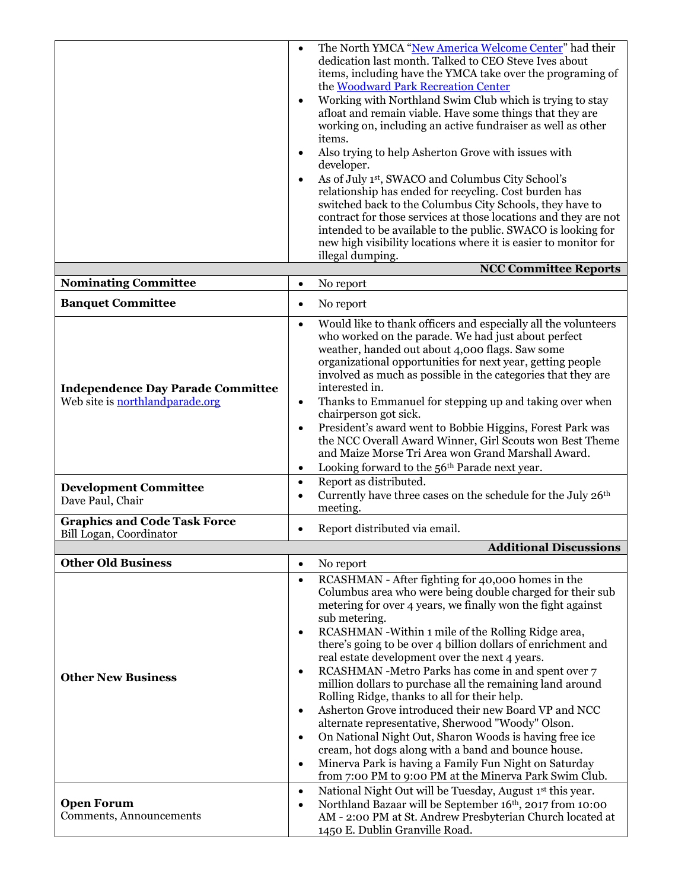| | |
|---|---|
| | • The North YMCA "[New America Welcome Center]" had their dedication last month. Talked to CEO Steve Ives about items, including have the YMCA take over the programing of the [Woodward Park Recreation Center]<br>• Working with Northland Swim Club which is trying to stay afloat and remain viable. Have some things that they are working on, including an active fundraiser as well as other items.<br>• Also trying to help Asherton Grove with issues with developer.<br>• As of July 1st, SWACO and Columbus City School's relationship has ended for recycling. Cost burden has switched back to the Columbus City Schools, they have to contract for those services at those locations and they are not intended to be available to the public. SWACO is looking for new high visibility locations where it is easier to monitor for illegal dumping. |
| | **NCC Committee Reports** |
| **Nominating Committee** | • No report |
| **Banquet Committee** | • No report |
| **Independence Day Parade Committee**<br>Web site is northlandparade.org | • Would like to thank officers and especially all the volunteers who worked on the parade. We had just about perfect weather, handed out about 4,000 flags. Saw some organizational opportunities for next year, getting people involved as much as possible in the categories that they are interested in.<br>• Thanks to Emmanuel for stepping up and taking over when chairperson got sick.<br>• President's award went to Bobbie Higgins, Forest Park was the NCC Overall Award Winner, Girl Scouts won Best Theme and Maize Morse Tri Area won Grand Marshall Award.<br>• Looking forward to the 56th Parade next year. |
| **Development Committee**<br>Dave Paul, Chair | • Report as distributed.<br>• Currently have three cases on the schedule for the July 26th meeting. |
| **Graphics and Code Task Force**<br>Bill Logan, Coordinator | • Report distributed via email. |
| | **Additional Discussions** |
| **Other Old Business** | • No report |
| **Other New Business** | • RCASHMAN - After fighting for 40,000 homes in the Columbus area who were being double charged for their sub metering for over 4 years, we finally won the fight against sub metering.<br>• RCASHMAN -Within 1 mile of the Rolling Ridge area, there's going to be over 4 billion dollars of enrichment and real estate development over the next 4 years.<br>• RCASHMAN -Metro Parks has come in and spent over 7 million dollars to purchase all the remaining land around Rolling Ridge, thanks to all for their help.<br>• Asherton Grove introduced their new Board VP and NCC alternate representative, Sherwood "Woody" Olson.<br>• On National Night Out, Sharon Woods is having free ice cream, hot dogs along with a band and bounce house.<br>• Minerva Park is having a Family Fun Night on Saturday from 7:00 PM to 9:00 PM at the Minerva Park Swim Club. |
| **Open Forum**<br>Comments, Announcements | • National Night Out will be Tuesday, August 1st this year.<br>• Northland Bazaar will be September 16th, 2017 from 10:00 AM - 2:00 PM at St. Andrew Presbyterian Church located at 1450 E. Dublin Granville Road. |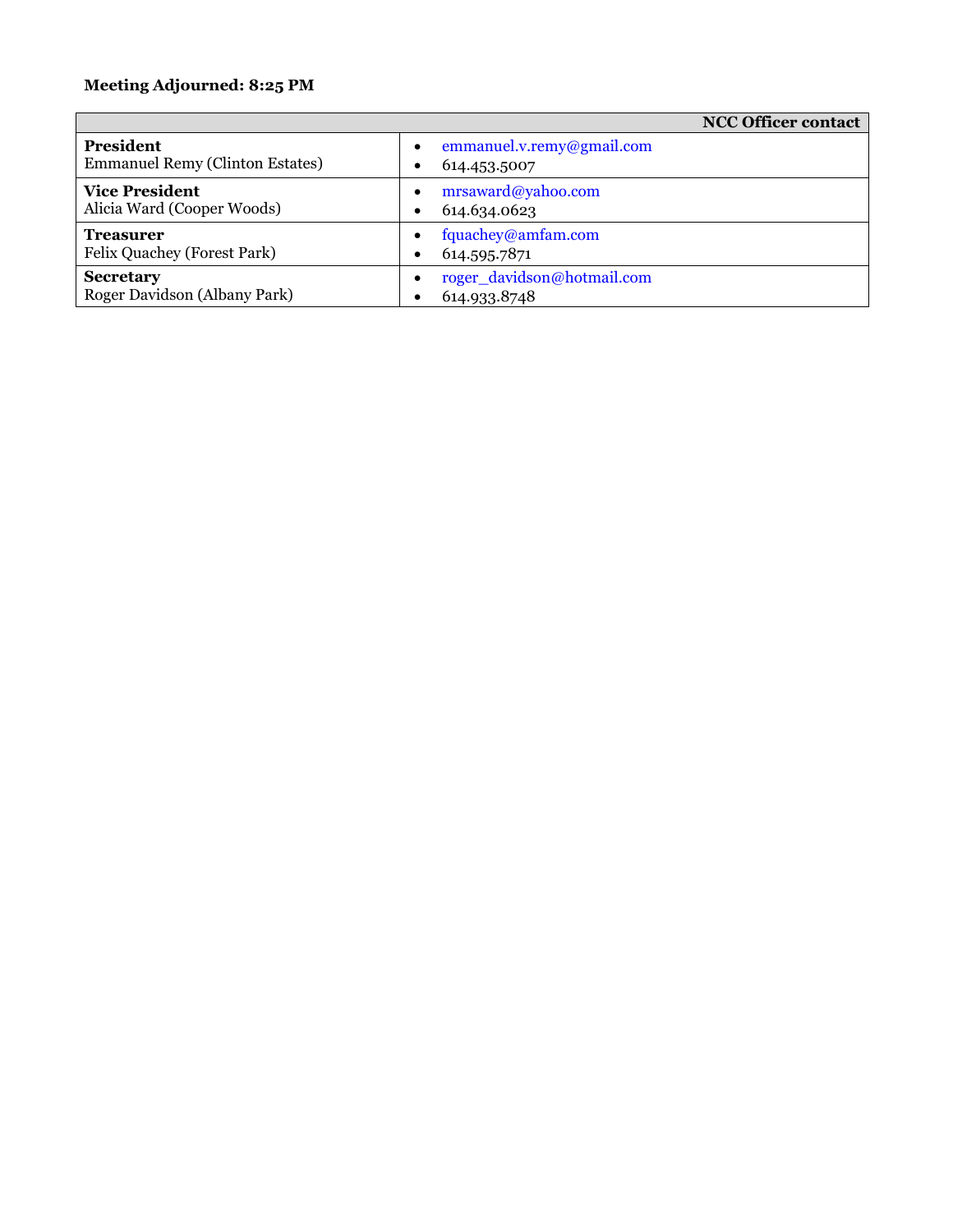**Meeting Adjourned: 8:25 PM**

| | **NCC Officer contact** |
|---|---|
| **President**<br>Emmanuel Remy (Clinton Estates) | • emmanuel.v.remy@gmail.com<br>• 614.453.5007 |
| **Vice President**<br>Alicia Ward (Cooper Woods) | • mrsaward@yahoo.com<br>• 614.634.0623 |
| **Treasurer**<br>Felix Quachey (Forest Park) | • fquachey@amfam.com<br>• 614.595.7871 |
| **Secretary**<br>Roger Davidson (Albany Park) | • roger_davidson@hotmail.com<br>• 614.933.8748 |